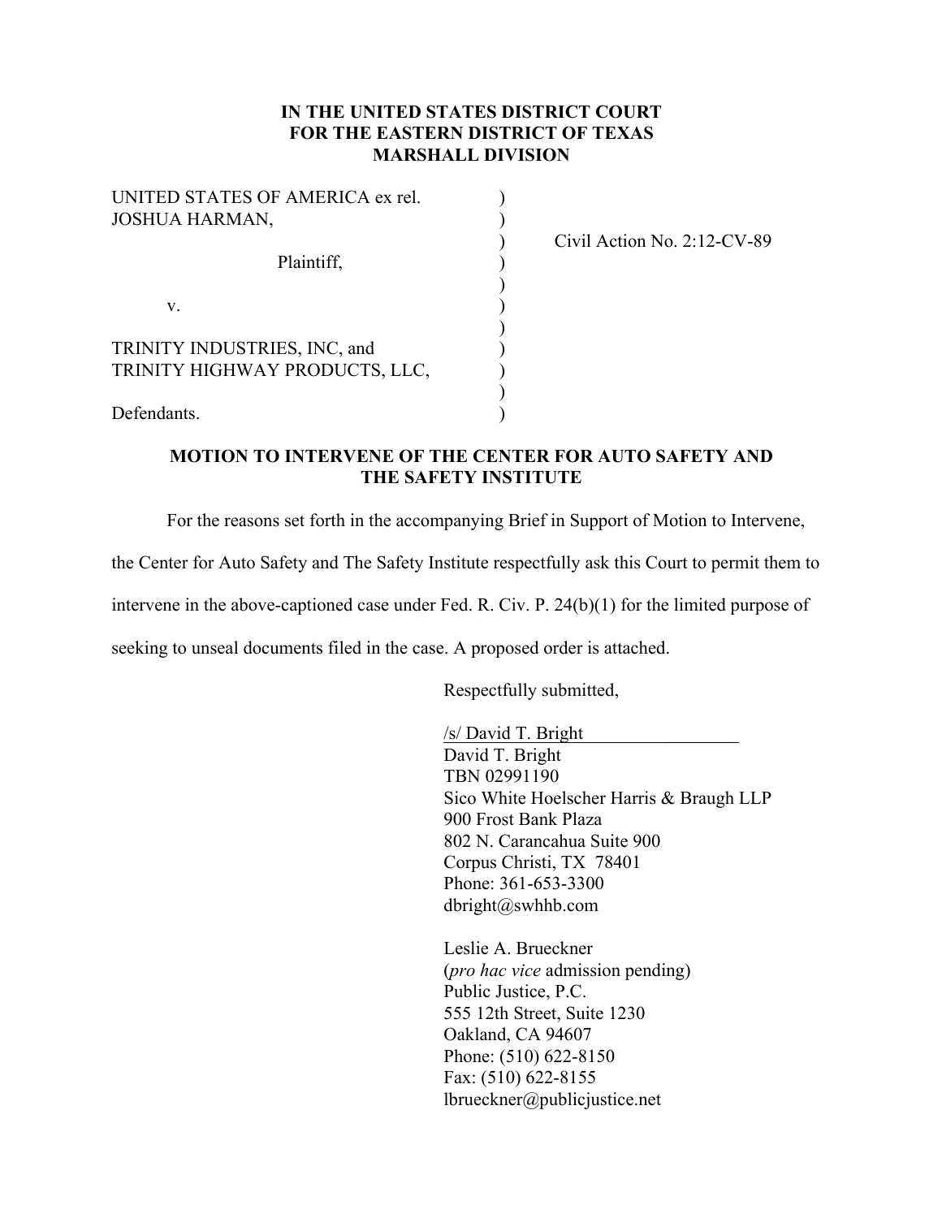**IN THE UNITED STATES DISTRICT COURT**
**FOR THE EASTERN DISTRICT OF TEXAS**
**MARSHALL DIVISION**

| | | |
|---|---|---|
| UNITED STATES OF AMERICA ex rel. JOSHUA HARMAN, | ) | Civil Action No. 2:12-CV-89 |
| Plaintiff, | ) | |
| v. | ) | |
| TRINITY INDUSTRIES, INC, and TRINITY HIGHWAY PRODUCTS, LLC, | ) | |
| Defendants. | ) | |

**MOTION TO INTERVENE OF THE CENTER FOR AUTO SAFETY AND THE SAFETY INSTITUTE**

For the reasons set forth in the accompanying Brief in Support of Motion to Intervene, the Center for Auto Safety and The Safety Institute respectfully ask this Court to permit them to intervene in the above-captioned case under Fed. R. Civ. P. 24(b)(1) for the limited purpose of seeking to unseal documents filed in the case. A proposed order is attached.

Respectfully submitted,

/s/ David T. Bright
David T. Bright
TBN 02991190
Sico White Hoelscher Harris & Braugh LLP
900 Frost Bank Plaza
802 N. Carancahua Suite 900
Corpus Christi, TX 78401
Phone: 361-653-3300
dbright@swhhb.com

Leslie A. Brueckner
(*pro hac vice* admission pending)
Public Justice, P.C.
555 12th Street, Suite 1230
Oakland, CA 94607
Phone: (510) 622-8150
Fax: (510) 622-8155
lbrueckner@publicjustice.net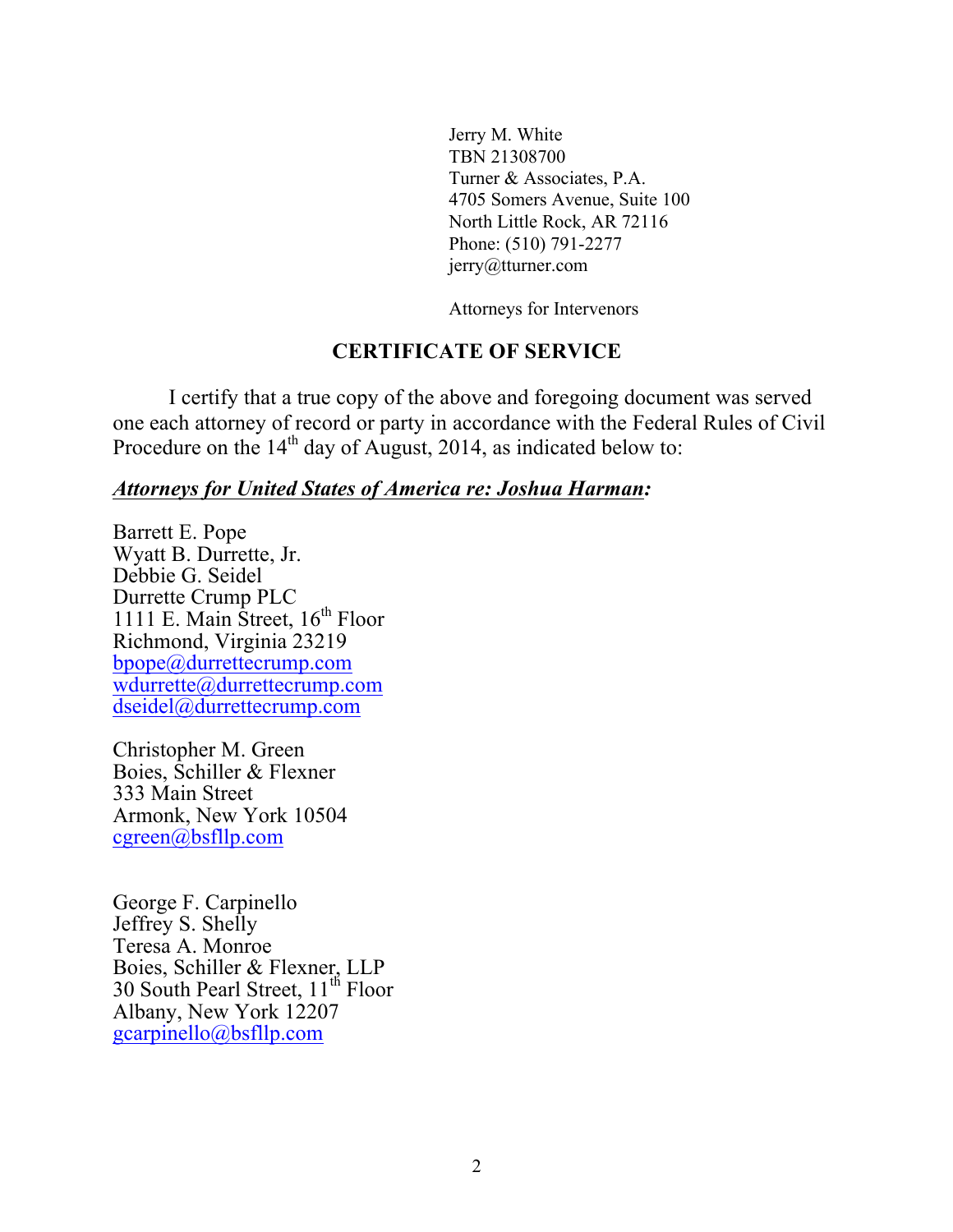Jerry M. White
TBN 21308700
Turner & Associates, P.A.
4705 Somers Avenue, Suite 100
North Little Rock, AR 72116
Phone: (510) 791-2277
jerry@tturner.com

Attorneys for Intervenors

## CERTIFICATE OF SERVICE

I certify that a true copy of the above and foregoing document was served one each attorney of record or party in accordance with the Federal Rules of Civil Procedure on the 14th day of August, 2014, as indicated below to:

***Attorneys for United States of America re: Joshua Harman:***

Barrett E. Pope
Wyatt B. Durrette, Jr.
Debbie G. Seidel
Durrette Crump PLC
1111 E. Main Street, 16th Floor
Richmond, Virginia 23219
bpope@durrettecrump.com
wdurrette@durrettecrump.com
dseidel@durrettecrump.com

Christopher M. Green
Boies, Schiller & Flexner
333 Main Street
Armonk, New York 10504
cgreen@bsfllp.com

George F. Carpinello
Jeffrey S. Shelly
Teresa A. Monroe
Boies, Schiller & Flexner, LLP
30 South Pearl Street, 11th Floor
Albany, New York 12207
gcarpinello@bsfllp.com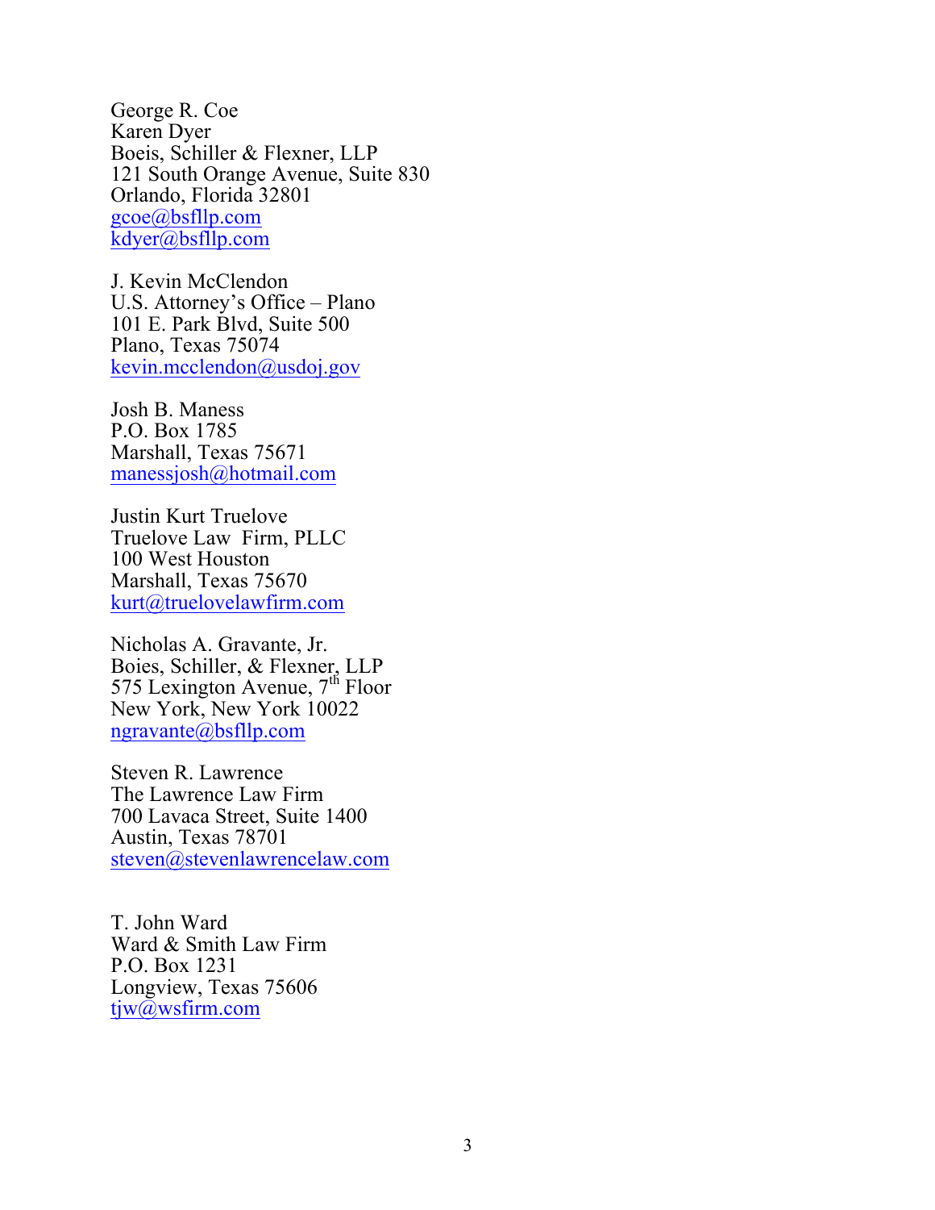George R. Coe  
Karen Dyer  
Boeis, Schiller & Flexner, LLP  
121 South Orange Avenue, Suite 830  
Orlando, Florida 32801  
gcoe@bsfllp.com  
kdyer@bsfllp.com

J. Kevin McClendon  
U.S. Attorney's Office – Plano  
101 E. Park Blvd, Suite 500  
Plano, Texas 75074  
kevin.mcclendon@usdoj.gov

Josh B. Maness  
P.O. Box 1785  
Marshall, Texas 75671  
manessjosh@hotmail.com

Justin Kurt Truelove  
Truelove Law  Firm, PLLC  
100 West Houston  
Marshall, Texas 75670  
kurt@truelovelawfirm.com

Nicholas A. Gravante, Jr.  
Boies, Schiller, & Flexner, LLP  
575 Lexington Avenue, 7th Floor  
New York, New York 10022  
ngravante@bsfllp.com

Steven R. Lawrence  
The Lawrence Law Firm  
700 Lavaca Street, Suite 1400  
Austin, Texas 78701  
steven@stevenlawrencelaw.com

T. John Ward  
Ward & Smith Law Firm  
P.O. Box 1231  
Longview, Texas 75606  
tjw@wsfirm.com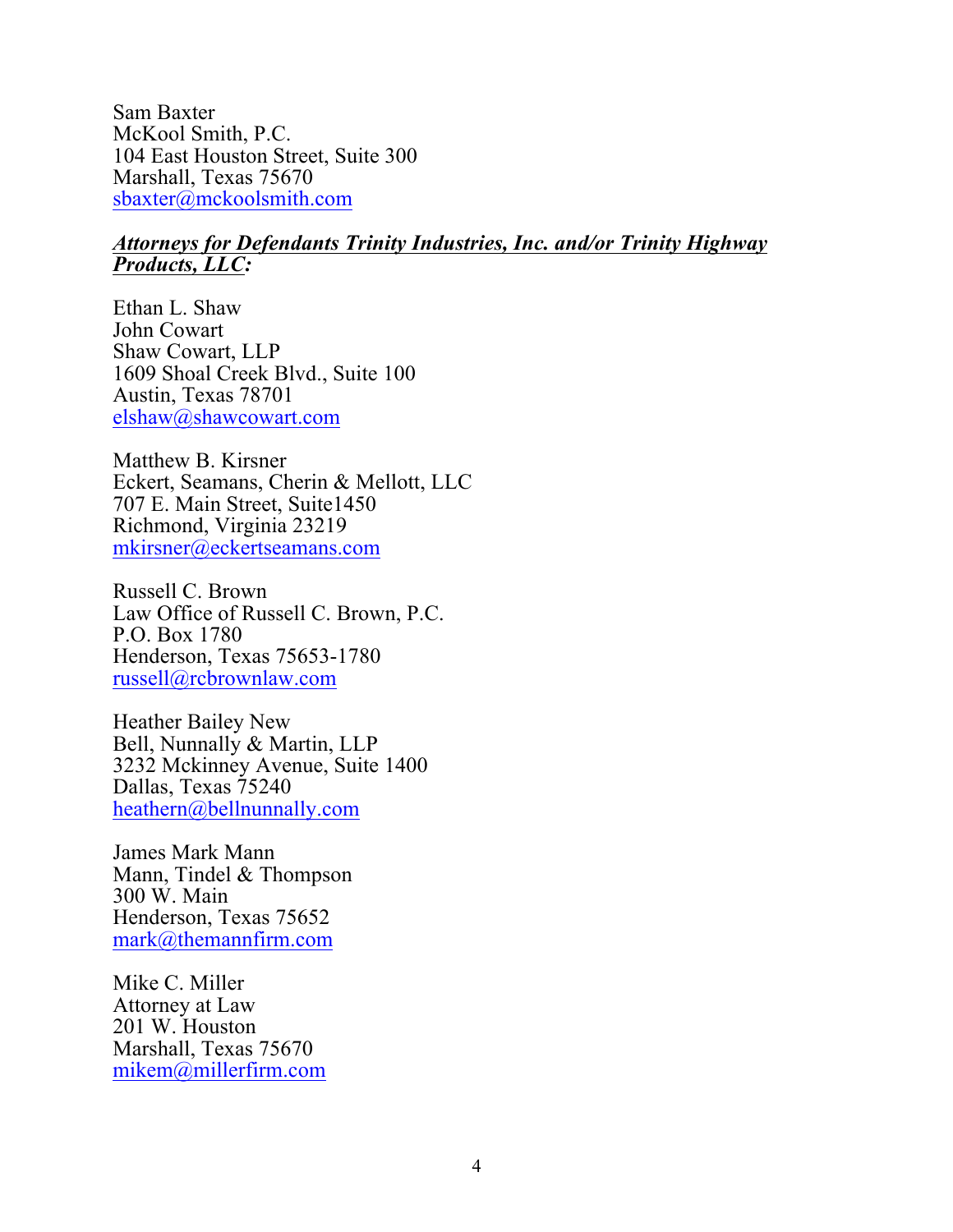Sam Baxter
McKool Smith, P.C.
104 East Houston Street, Suite 300
Marshall, Texas 75670
sbaxter@mckoolsmith.com

***Attorneys for Defendants Trinity Industries, Inc. and/or Trinity Highway Products, LLC:***

Ethan L. Shaw
John Cowart
Shaw Cowart, LLP
1609 Shoal Creek Blvd., Suite 100
Austin, Texas 78701
elshaw@shawcowart.com

Matthew B. Kirsner
Eckert, Seamans, Cherin & Mellott, LLC
707 E. Main Street, Suite1450
Richmond, Virginia 23219
mkirsner@eckertseamans.com

Russell C. Brown
Law Office of Russell C. Brown, P.C.
P.O. Box 1780
Henderson, Texas 75653-1780
russell@rcbrownlaw.com

Heather Bailey New
Bell, Nunnally & Martin, LLP
3232 Mckinney Avenue, Suite 1400
Dallas, Texas 75240
heathern@bellnunnally.com

James Mark Mann
Mann, Tindel & Thompson
300 W. Main
Henderson, Texas 75652
mark@themannfirm.com

Mike C. Miller
Attorney at Law
201 W. Houston
Marshall, Texas 75670
mikem@millerfirm.com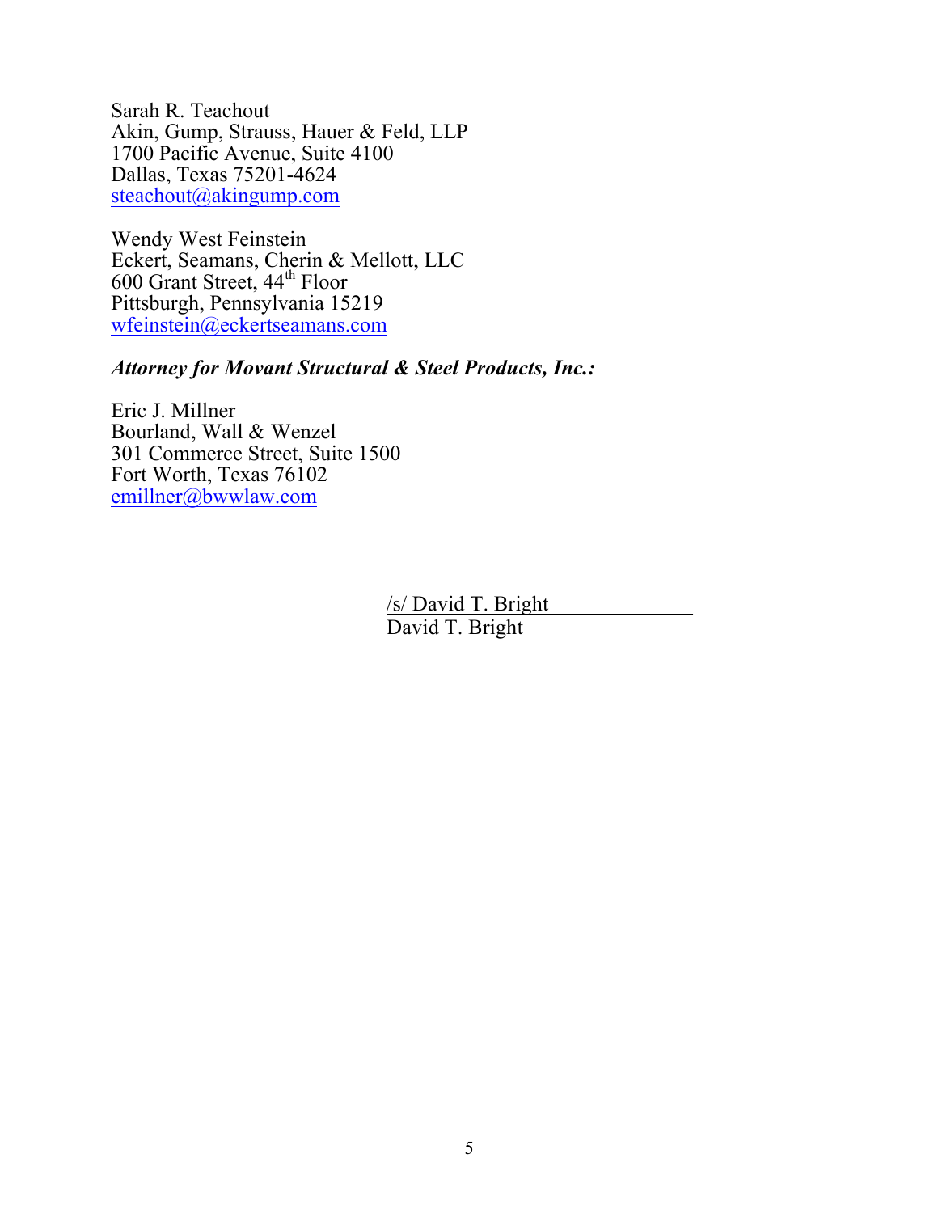Sarah R. Teachout
Akin, Gump, Strauss, Hauer & Feld, LLP
1700 Pacific Avenue, Suite 4100
Dallas, Texas 75201-4624
steachout@akingump.com

Wendy West Feinstein
Eckert, Seamans, Cherin & Mellott, LLC
600 Grant Street, 44th Floor
Pittsburgh, Pennsylvania 15219
wfeinstein@eckertseamans.com

***Attorney for Movant Structural & Steel Products, Inc.:***

Eric J. Millner
Bourland, Wall & Wenzel
301 Commerce Street, Suite 1500
Fort Worth, Texas 76102
emillner@bwwlaw.com

/s/ David T. Bright
David T. Bright